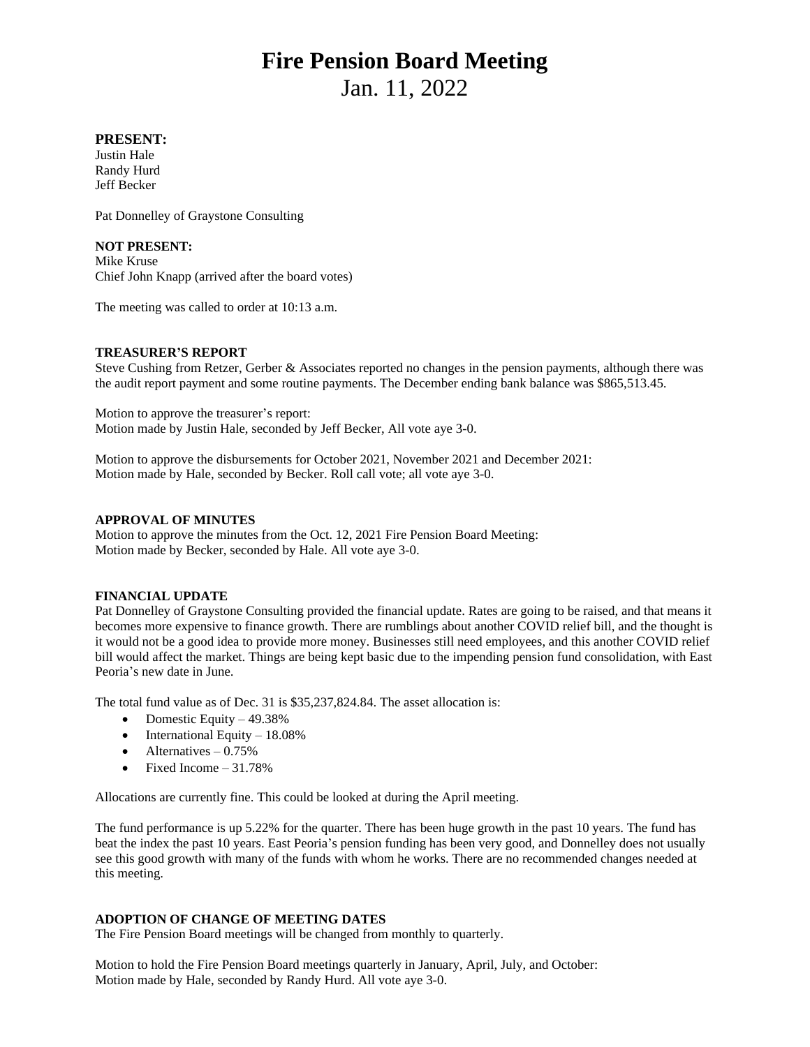# Fire Pension Board Meeting

Jan. 11, 2022

**PRESENT:**
Justin Hale
Randy Hurd
Jeff Becker

Pat Donnelley of Graystone Consulting

**NOT PRESENT:**
Mike Kruse
Chief John Knapp (arrived after the board votes)

The meeting was called to order at 10:13 a.m.

**TREASURER'S REPORT**
Steve Cushing from Retzer, Gerber & Associates reported no changes in the pension payments, although there was the audit report payment and some routine payments. The December ending bank balance was $865,513.45.

Motion to approve the treasurer's report:
Motion made by Justin Hale, seconded by Jeff Becker, All vote aye 3-0.

Motion to approve the disbursements for October 2021, November 2021 and December 2021:
Motion made by Hale, seconded by Becker. Roll call vote; all vote aye 3-0.

**APPROVAL OF MINUTES**
Motion to approve the minutes from the Oct. 12, 2021 Fire Pension Board Meeting:
Motion made by Becker, seconded by Hale. All vote aye 3-0.

**FINANCIAL UPDATE**
Pat Donnelley of Graystone Consulting provided the financial update. Rates are going to be raised, and that means it becomes more expensive to finance growth. There are rumblings about another COVID relief bill, and the thought is it would not be a good idea to provide more money. Businesses still need employees, and this another COVID relief bill would affect the market. Things are being kept basic due to the impending pension fund consolidation, with East Peoria's new date in June.

The total fund value as of Dec. 31 is $35,237,824.84. The asset allocation is:

- Domestic Equity – 49.38%
- International Equity – 18.08%
- Alternatives – 0.75%
- Fixed Income – 31.78%

Allocations are currently fine. This could be looked at during the April meeting.

The fund performance is up 5.22% for the quarter. There has been huge growth in the past 10 years. The fund has beat the index the past 10 years. East Peoria's pension funding has been very good, and Donnelley does not usually see this good growth with many of the funds with whom he works. There are no recommended changes needed at this meeting.

**ADOPTION OF CHANGE OF MEETING DATES**
The Fire Pension Board meetings will be changed from monthly to quarterly.

Motion to hold the Fire Pension Board meetings quarterly in January, April, July, and October:
Motion made by Hale, seconded by Randy Hurd. All vote aye 3-0.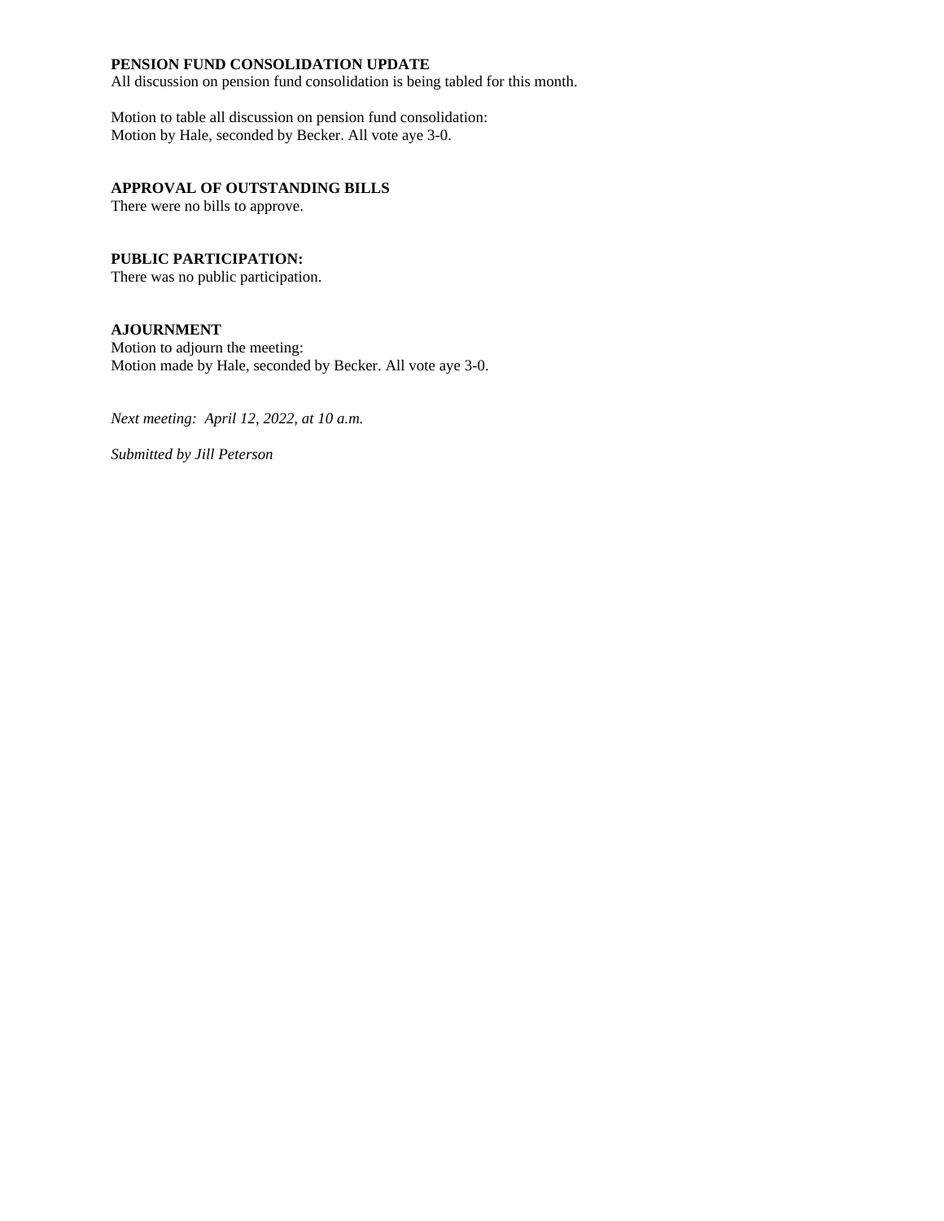**PENSION FUND CONSOLIDATION UPDATE**
All discussion on pension fund consolidation is being tabled for this month.

Motion to table all discussion on pension fund consolidation:
Motion by Hale, seconded by Becker. All vote aye 3-0.

**APPROVAL OF OUTSTANDING BILLS**
There were no bills to approve.

**PUBLIC PARTICIPATION:**
There was no public participation.

**AJOURNMENT**
Motion to adjourn the meeting:
Motion made by Hale, seconded by Becker. All vote aye 3-0.

*Next meeting: April 12, 2022, at 10 a.m.*

*Submitted by Jill Peterson*